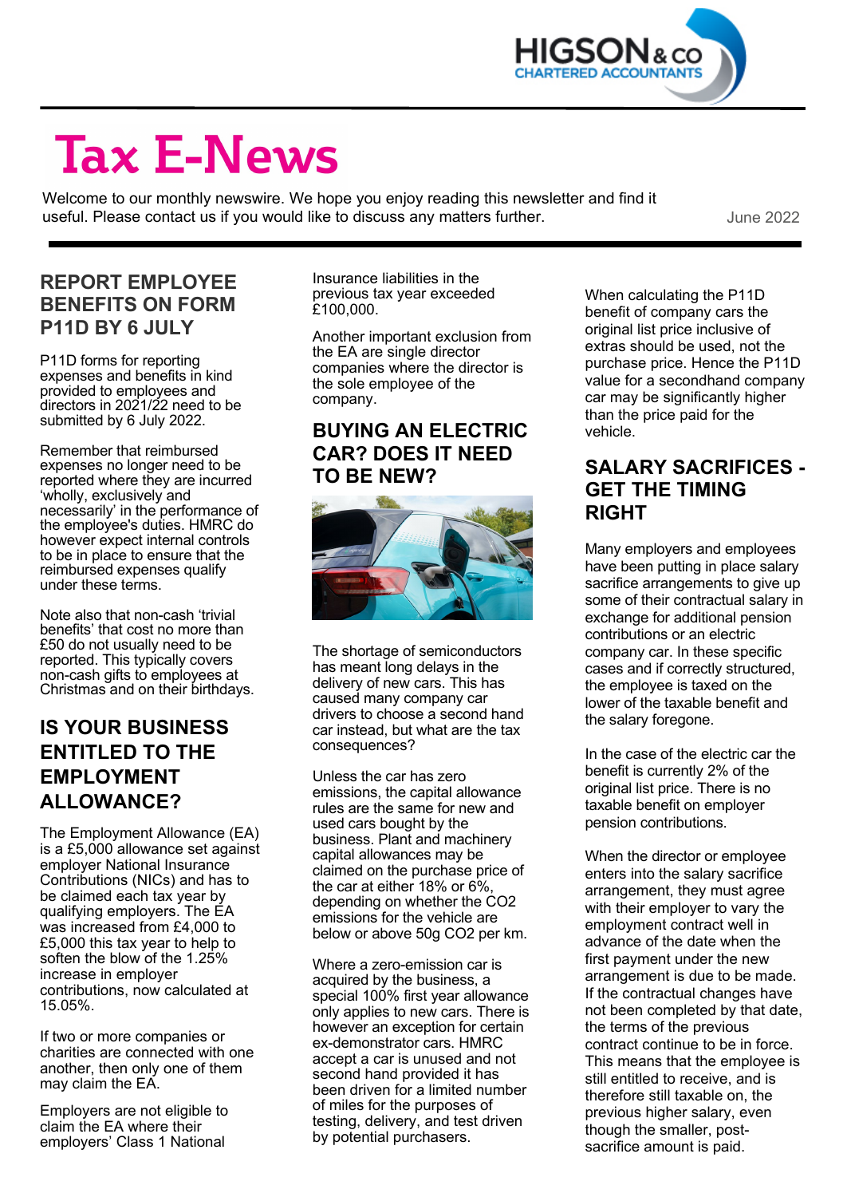HIGSON & CO
CHARTERED ACCOUNTANTS

# Tax E-News

Welcome to our monthly newswire. We hope you enjoy reading this newsletter and find it useful. Please contact us if you would like to discuss any matters further.

June 2022

## REPORT EMPLOYEE BENEFITS ON FORM P11D BY 6 JULY

P11D forms for reporting expenses and benefits in kind provided to employees and directors in 2021/22 need to be submitted by 6 July 2022.

Remember that reimbursed expenses no longer need to be reported where they are incurred 'wholly, exclusively and necessarily' in the performance of the employee's duties. HMRC do however expect internal controls to be in place to ensure that the reimbursed expenses qualify under these terms.

Note also that non-cash 'trivial benefits' that cost no more than £50 do not usually need to be reported. This typically covers non-cash gifts to employees at Christmas and on their birthdays.

## IS YOUR BUSINESS ENTITLED TO THE EMPLOYMENT ALLOWANCE?

The Employment Allowance (EA) is a £5,000 allowance set against employer National Insurance Contributions (NICs) and has to be claimed each tax year by qualifying employers. The EA was increased from £4,000 to £5,000 this tax year to help to soften the blow of the 1.25% increase in employer contributions, now calculated at 15.05%.

If two or more companies or charities are connected with one another, then only one of them may claim the EA.

Employers are not eligible to claim the EA where their employers' Class 1 National Insurance liabilities in the previous tax year exceeded £100,000.

Another important exclusion from the EA are single director companies where the director is the sole employee of the company.

## BUYING AN ELECTRIC CAR? DOES IT NEED TO BE NEW?

The shortage of semiconductors has meant long delays in the delivery of new cars. This has caused many company car drivers to choose a second hand car instead, but what are the tax consequences?

Unless the car has zero emissions, the capital allowance rules are the same for new and used cars bought by the business. Plant and machinery capital allowances may be claimed on the purchase price of the car at either 18% or 6%, depending on whether the $CO_2$ emissions for the vehicle are below or above 50g $CO_2$ per km.

Where a zero-emission car is acquired by the business, a special 100% first year allowance only applies to new cars. There is however an exception for certain ex-demonstrator cars. HMRC accept a car is unused and not second hand provided it has been driven for a limited number of miles for the purposes of testing, delivery, and test driven by potential purchasers.

When calculating the P11D benefit of company cars the original list price inclusive of extras should be used, not the purchase price. Hence the P11D value for a secondhand company car may be significantly higher than the price paid for the vehicle.

## SALARY SACRIFICES - GET THE TIMING RIGHT

Many employers and employees have been putting in place salary sacrifice arrangements to give up some of their contractual salary in exchange for additional pension contributions or an electric company car. In these specific cases and if correctly structured, the employee is taxed on the lower of the taxable benefit and the salary foregone.

In the case of the electric car the benefit is currently 2% of the original list price. There is no taxable benefit on employer pension contributions.

When the director or employee enters into the salary sacrifice arrangement, they must agree with their employer to vary the employment contract well in advance of the date when the first payment under the new arrangement is due to be made. If the contractual changes have not been completed by that date, the terms of the previous contract continue to be in force. This means that the employee is still entitled to receive, and is therefore still taxable on, the previous higher salary, even though the smaller, post-sacrifice amount is paid.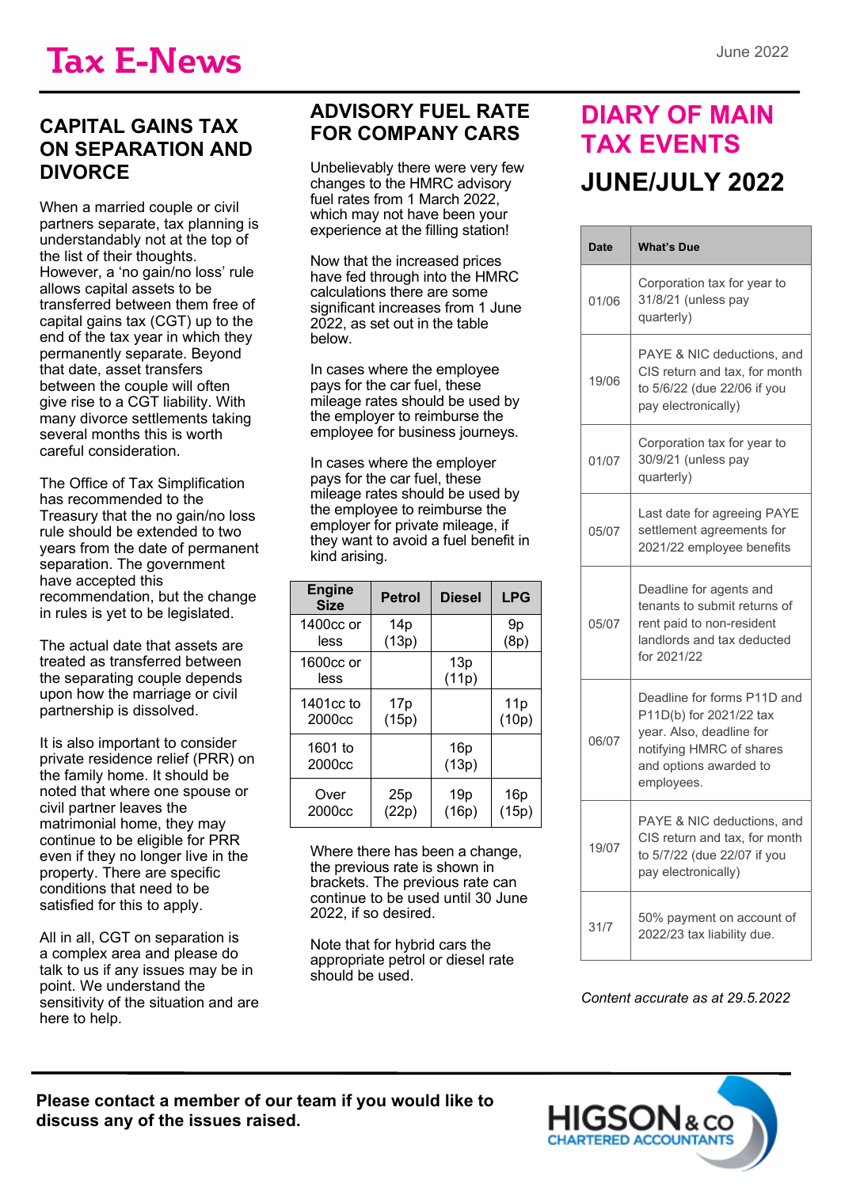# Tax E-News

June 2022

## CAPITAL GAINS TAX ON SEPARATION AND DIVORCE

When a married couple or civil partners separate, tax planning is understandably not at the top of the list of their thoughts. However, a 'no gain/no loss' rule allows capital assets to be transferred between them free of capital gains tax (CGT) up to the end of the tax year in which they permanently separate. Beyond that date, asset transfers between the couple will often give rise to a CGT liability. With many divorce settlements taking several months this is worth careful consideration.

The Office of Tax Simplification has recommended to the Treasury that the no gain/no loss rule should be extended to two years from the date of permanent separation. The government have accepted this recommendation, but the change in rules is yet to be legislated.

The actual date that assets are treated as transferred between the separating couple depends upon how the marriage or civil partnership is dissolved.

It is also important to consider private residence relief (PRR) on the family home. It should be noted that where one spouse or civil partner leaves the matrimonial home, they may continue to be eligible for PRR even if they no longer live in the property. There are specific conditions that need to be satisfied for this to apply.

All in all, CGT on separation is a complex area and please do talk to us if any issues may be in point. We understand the sensitivity of the situation and are here to help.

## ADVISORY FUEL RATE FOR COMPANY CARS

Unbelievably there were very few changes to the HMRC advisory fuel rates from 1 March 2022, which may not have been your experience at the filling station!

Now that the increased prices have fed through into the HMRC calculations there are some significant increases from 1 June 2022, as set out in the table below.

In cases where the employee pays for the car fuel, these mileage rates should be used by the employer to reimburse the employee for business journeys.

In cases where the employer pays for the car fuel, these mileage rates should be used by the employee to reimburse the employer for private mileage, if they want to avoid a fuel benefit in kind arising.

| Engine Size | Petrol | Diesel | LPG |
|---|---|---|---|
| 1400cc or less | 14p (13p) | | 9p (8p) |
| 1600cc or less | | 13p (11p) | |
| 1401cc to 2000cc | 17p (15p) | | 11p (10p) |
| 1601 to 2000cc | | 16p (13p) | |
| Over 2000cc | 25p (22p) | 19p (16p) | 16p (15p) |

Where there has been a change, the previous rate is shown in brackets. The previous rate can continue to be used until 30 June 2022, if so desired.

Note that for hybrid cars the appropriate petrol or diesel rate should be used.

## DIARY OF MAIN TAX EVENTS

## JUNE/JULY 2022

| Date | What's Due |
|---|---|
| 01/06 | Corporation tax for year to 31/8/21 (unless pay quarterly) |
| 19/06 | PAYE & NIC deductions, and CIS return and tax, for month to 5/6/22 (due 22/06 if you pay electronically) |
| 01/07 | Corporation tax for year to 30/9/21 (unless pay quarterly) |
| 05/07 | Last date for agreeing PAYE settlement agreements for 2021/22 employee benefits |
| 05/07 | Deadline for agents and tenants to submit returns of rent paid to non-resident landlords and tax deducted for 2021/22 |
| 06/07 | Deadline for forms P11D and P11D(b) for 2021/22 tax year. Also, deadline for notifying HMRC of shares and options awarded to employees. |
| 19/07 | PAYE & NIC deductions, and CIS return and tax, for month to 5/7/22 (due 22/07 if you pay electronically) |
| 31/7 | 50% payment on account of 2022/23 tax liability due. |

*Content accurate as at 29.5.2022*

**Please contact a member of our team if you would like to discuss any of the issues raised.**

HIGSON & CO
CHARTERED ACCOUNTANTS